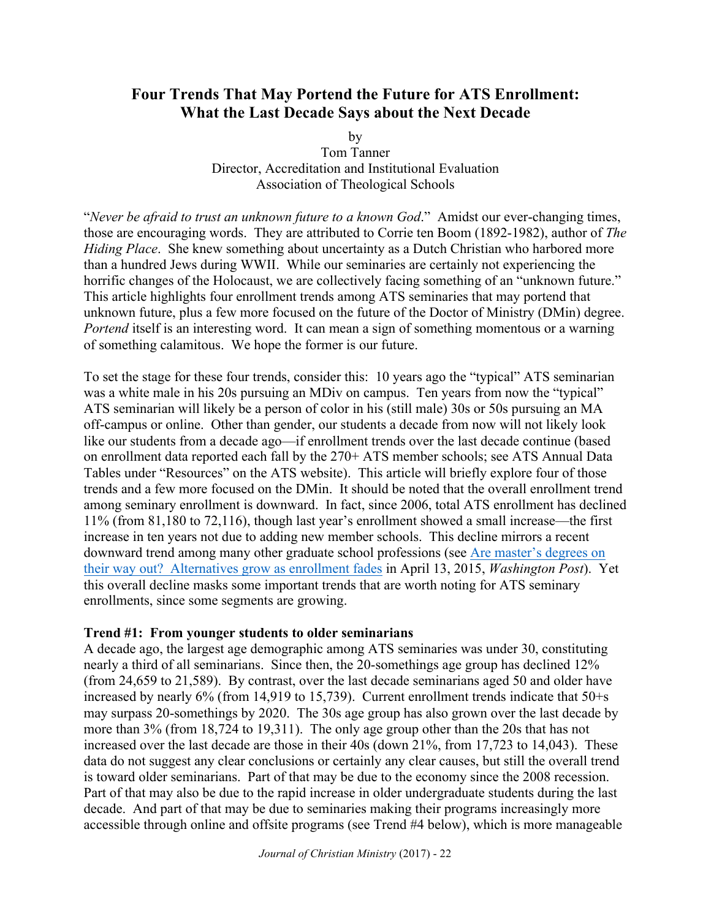# Four Trends That May Portend the Future for ATS Enrollment: What the Last Decade Says about the Next Decade

by
Tom Tanner
Director, Accreditation and Institutional Evaluation
Association of Theological Schools

"*Never be afraid to trust an unknown future to a known God*." Amidst our ever-changing times, those are encouraging words. They are attributed to Corrie ten Boom (1892-1982), author of *The Hiding Place*. She knew something about uncertainty as a Dutch Christian who harbored more than a hundred Jews during WWII. While our seminaries are certainly not experiencing the horrific changes of the Holocaust, we are collectively facing something of an "unknown future." This article highlights four enrollment trends among ATS seminaries that may portend that unknown future, plus a few more focused on the future of the Doctor of Ministry (DMin) degree. *Portend* itself is an interesting word. It can mean a sign of something momentous or a warning of something calamitous. We hope the former is our future.

To set the stage for these four trends, consider this: 10 years ago the "typical" ATS seminarian was a white male in his 20s pursuing an MDiv on campus. Ten years from now the "typical" ATS seminarian will likely be a person of color in his (still male) 30s or 50s pursuing an MA off-campus or online. Other than gender, our students a decade from now will not likely look like our students from a decade ago—if enrollment trends over the last decade continue (based on enrollment data reported each fall by the 270+ ATS member schools; see ATS Annual Data Tables under "Resources" on the ATS website). This article will briefly explore four of those trends and a few more focused on the DMin. It should be noted that the overall enrollment trend among seminary enrollment is downward. In fact, since 2006, total ATS enrollment has declined 11% (from 81,180 to 72,116), though last year's enrollment showed a small increase—the first increase in ten years not due to adding new member schools. This decline mirrors a recent downward trend among many other graduate school professions (see Are master's degrees on their way out? Alternatives grow as enrollment fades in April 13, 2015, *Washington Post*). Yet this overall decline masks some important trends that are worth noting for ATS seminary enrollments, since some segments are growing.

**Trend #1: From younger students to older seminarians**

A decade ago, the largest age demographic among ATS seminaries was under 30, constituting nearly a third of all seminarians. Since then, the 20-somethings age group has declined 12% (from 24,659 to 21,589). By contrast, over the last decade seminarians aged 50 and older have increased by nearly 6% (from 14,919 to 15,739). Current enrollment trends indicate that 50+s may surpass 20-somethings by 2020. The 30s age group has also grown over the last decade by more than 3% (from 18,724 to 19,311). The only age group other than the 20s that has not increased over the last decade are those in their 40s (down 21%, from 17,723 to 14,043). These data do not suggest any clear conclusions or certainly any clear causes, but still the overall trend is toward older seminarians. Part of that may be due to the economy since the 2008 recession. Part of that may also be due to the rapid increase in older undergraduate students during the last decade. And part of that may be due to seminaries making their programs increasingly more accessible through online and offsite programs (see Trend #4 below), which is more manageable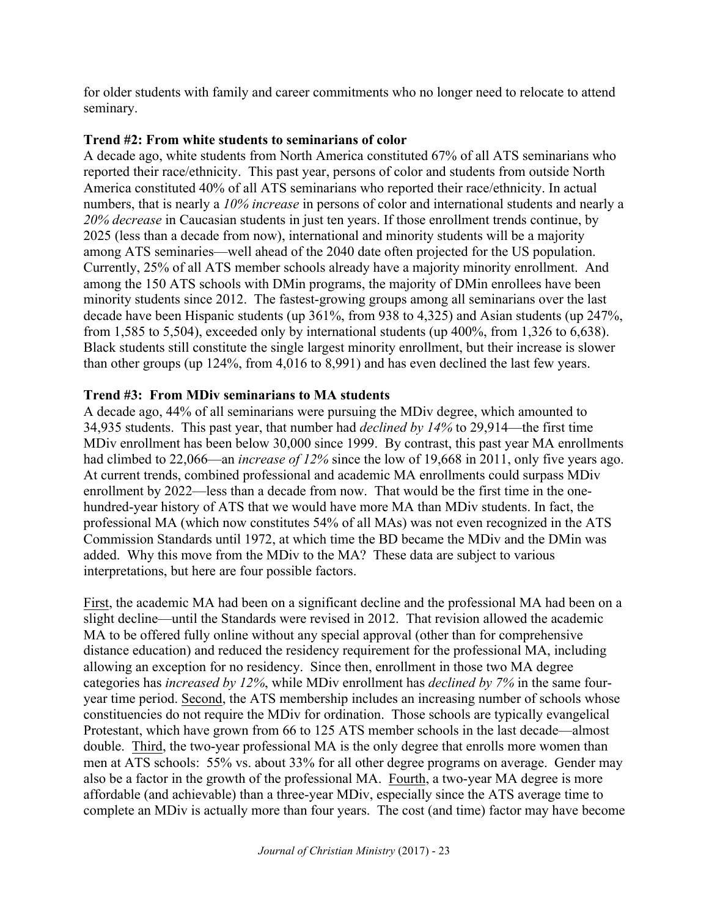for older students with family and career commitments who no longer need to relocate to attend seminary.

**Trend #2: From white students to seminarians of color**
A decade ago, white students from North America constituted 67% of all ATS seminarians who reported their race/ethnicity. This past year, persons of color and students from outside North America constituted 40% of all ATS seminarians who reported their race/ethnicity. In actual numbers, that is nearly a *10% increase* in persons of color and international students and nearly a *20% decrease* in Caucasian students in just ten years. If those enrollment trends continue, by 2025 (less than a decade from now), international and minority students will be a majority among ATS seminaries—well ahead of the 2040 date often projected for the US population. Currently, 25% of all ATS member schools already have a majority minority enrollment. And among the 150 ATS schools with DMin programs, the majority of DMin enrollees have been minority students since 2012. The fastest-growing groups among all seminarians over the last decade have been Hispanic students (up 361%, from 938 to 4,325) and Asian students (up 247%, from 1,585 to 5,504), exceeded only by international students (up 400%, from 1,326 to 6,638). Black students still constitute the single largest minority enrollment, but their increase is slower than other groups (up 124%, from 4,016 to 8,991) and has even declined the last few years.

**Trend #3: From MDiv seminarians to MA students**
A decade ago, 44% of all seminarians were pursuing the MDiv degree, which amounted to 34,935 students. This past year, that number had *declined by 14%* to 29,914—the first time MDiv enrollment has been below 30,000 since 1999. By contrast, this past year MA enrollments had climbed to 22,066—an *increase of 12%* since the low of 19,668 in 2011, only five years ago. At current trends, combined professional and academic MA enrollments could surpass MDiv enrollment by 2022—less than a decade from now. That would be the first time in the one-hundred-year history of ATS that we would have more MA than MDiv students. In fact, the professional MA (which now constitutes 54% of all MAs) was not even recognized in the ATS Commission Standards until 1972, at which time the BD became the MDiv and the DMin was added. Why this move from the MDiv to the MA? These data are subject to various interpretations, but here are four possible factors.

First, the academic MA had been on a significant decline and the professional MA had been on a slight decline—until the Standards were revised in 2012. That revision allowed the academic MA to be offered fully online without any special approval (other than for comprehensive distance education) and reduced the residency requirement for the professional MA, including allowing an exception for no residency. Since then, enrollment in those two MA degree categories has *increased by 12%*, while MDiv enrollment has *declined by 7%* in the same four-year time period. Second, the ATS membership includes an increasing number of schools whose constituencies do not require the MDiv for ordination. Those schools are typically evangelical Protestant, which have grown from 66 to 125 ATS member schools in the last decade—almost double. Third, the two-year professional MA is the only degree that enrolls more women than men at ATS schools: 55% vs. about 33% for all other degree programs on average. Gender may also be a factor in the growth of the professional MA. Fourth, a two-year MA degree is more affordable (and achievable) than a three-year MDiv, especially since the ATS average time to complete an MDiv is actually more than four years. The cost (and time) factor may have become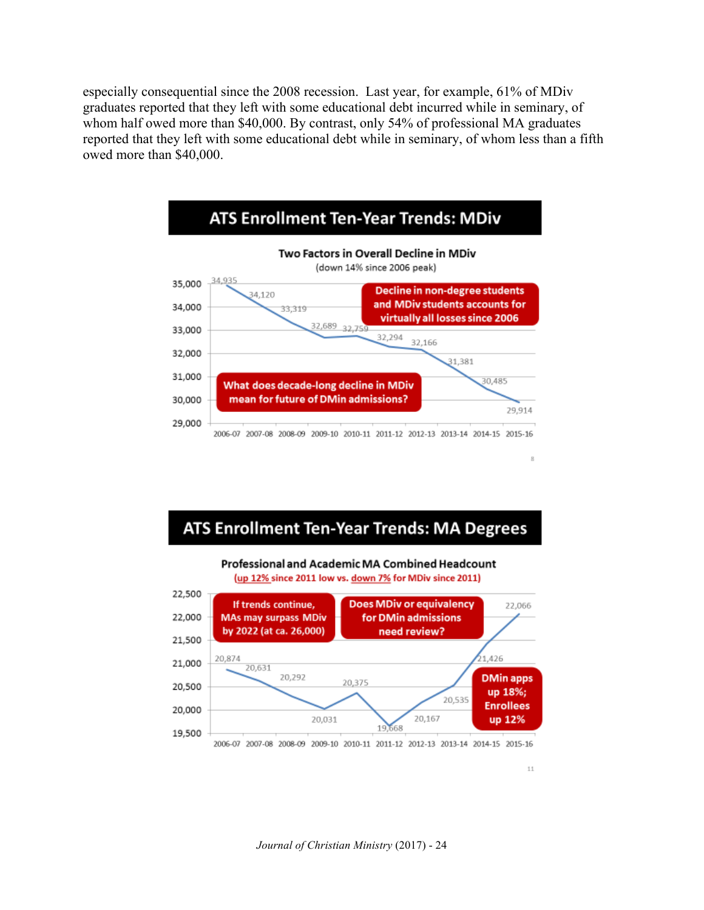especially consequential since the 2008 recession. Last year, for example, 61% of MDiv graduates reported that they left with some educational debt incurred while in seminary, of whom half owed more than $40,000. By contrast, only 54% of professional MA graduates reported that they left with some educational debt while in seminary, of whom less than a fifth owed more than $40,000.

## ATS Enrollment Ten-Year Trends: MDiv

**Two Factors in Overall Decline in MDiv**
(down 14% since 2006 peak)

| Year | 2006-07 | 2007-08 | 2008-09 | 2009-10 | 2010-11 | 2011-12 | 2012-13 | 2013-14 | 2014-15 | 2015-16 |
|---|---|---|---|---|---|---|---|---|---|---|
| MDiv | 34,935 | 34,120 | 33,319 | 32,689 | 32,759 | 32,294 | 32,166 | 31,381 | 30,485 | 29,914 |

Decline in non-degree students and MDiv students accounts for virtually all losses since 2006

What does decade-long decline in MDiv mean for future of DMin admissions?

## ATS Enrollment Ten-Year Trends: MA Degrees

**Professional and Academic MA Combined Headcount**
(up 12% since 2011 low vs. down 7% for MDiv since 2011)

| Year | 2006-07 | 2007-08 | 2008-09 | 2009-10 | 2010-11 | 2011-12 | 2012-13 | 2013-14 | 2014-15 | 2015-16 |
|---|---|---|---|---|---|---|---|---|---|---|
| MA | 20,874 | 20,631 | 20,292 | 20,031 | 20,375 | 19,668 | 20,167 | 20,535 | 21,426 | 22,066 |

If trends continue, MAs may surpass MDiv by 2022 (at ca. 26,000)

Does MDiv or equivalency for DMin admissions need review?

DMin apps up 18%; Enrollees up 12%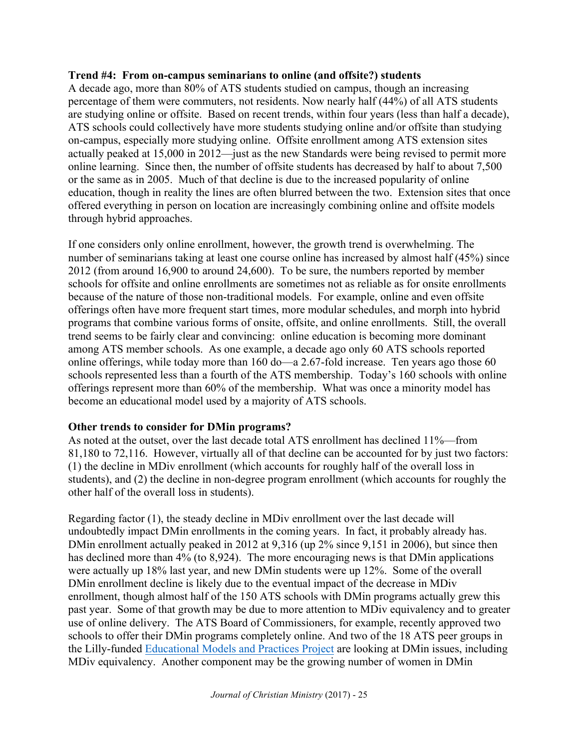**Trend #4: From on-campus seminarians to online (and offsite?) students**

A decade ago, more than 80% of ATS students studied on campus, though an increasing percentage of them were commuters, not residents. Now nearly half (44%) of all ATS students are studying online or offsite. Based on recent trends, within four years (less than half a decade), ATS schools could collectively have more students studying online and/or offsite than studying on-campus, especially more studying online. Offsite enrollment among ATS extension sites actually peaked at 15,000 in 2012—just as the new Standards were being revised to permit more online learning. Since then, the number of offsite students has decreased by half to about 7,500 or the same as in 2005. Much of that decline is due to the increased popularity of online education, though in reality the lines are often blurred between the two. Extension sites that once offered everything in person on location are increasingly combining online and offsite models through hybrid approaches.

If one considers only online enrollment, however, the growth trend is overwhelming. The number of seminarians taking at least one course online has increased by almost half (45%) since 2012 (from around 16,900 to around 24,600). To be sure, the numbers reported by member schools for offsite and online enrollments are sometimes not as reliable as for onsite enrollments because of the nature of those non-traditional models. For example, online and even offsite offerings often have more frequent start times, more modular schedules, and morph into hybrid programs that combine various forms of onsite, offsite, and online enrollments. Still, the overall trend seems to be fairly clear and convincing: online education is becoming more dominant among ATS member schools. As one example, a decade ago only 60 ATS schools reported online offerings, while today more than 160 do—a 2.67-fold increase. Ten years ago those 60 schools represented less than a fourth of the ATS membership. Today's 160 schools with online offerings represent more than 60% of the membership. What was once a minority model has become an educational model used by a majority of ATS schools.

**Other trends to consider for DMin programs?**

As noted at the outset, over the last decade total ATS enrollment has declined 11%—from 81,180 to 72,116. However, virtually all of that decline can be accounted for by just two factors: (1) the decline in MDiv enrollment (which accounts for roughly half of the overall loss in students), and (2) the decline in non-degree program enrollment (which accounts for roughly the other half of the overall loss in students).

Regarding factor (1), the steady decline in MDiv enrollment over the last decade will undoubtedly impact DMin enrollments in the coming years. In fact, it probably already has. DMin enrollment actually peaked in 2012 at 9,316 (up 2% since 9,151 in 2006), but since then has declined more than 4% (to 8,924). The more encouraging news is that DMin applications were actually up 18% last year, and new DMin students were up 12%. Some of the overall DMin enrollment decline is likely due to the eventual impact of the decrease in MDiv enrollment, though almost half of the 150 ATS schools with DMin programs actually grew this past year. Some of that growth may be due to more attention to MDiv equivalency and to greater use of online delivery. The ATS Board of Commissioners, for example, recently approved two schools to offer their DMin programs completely online. And two of the 18 ATS peer groups in the Lilly-funded Educational Models and Practices Project are looking at DMin issues, including MDiv equivalency. Another component may be the growing number of women in DMin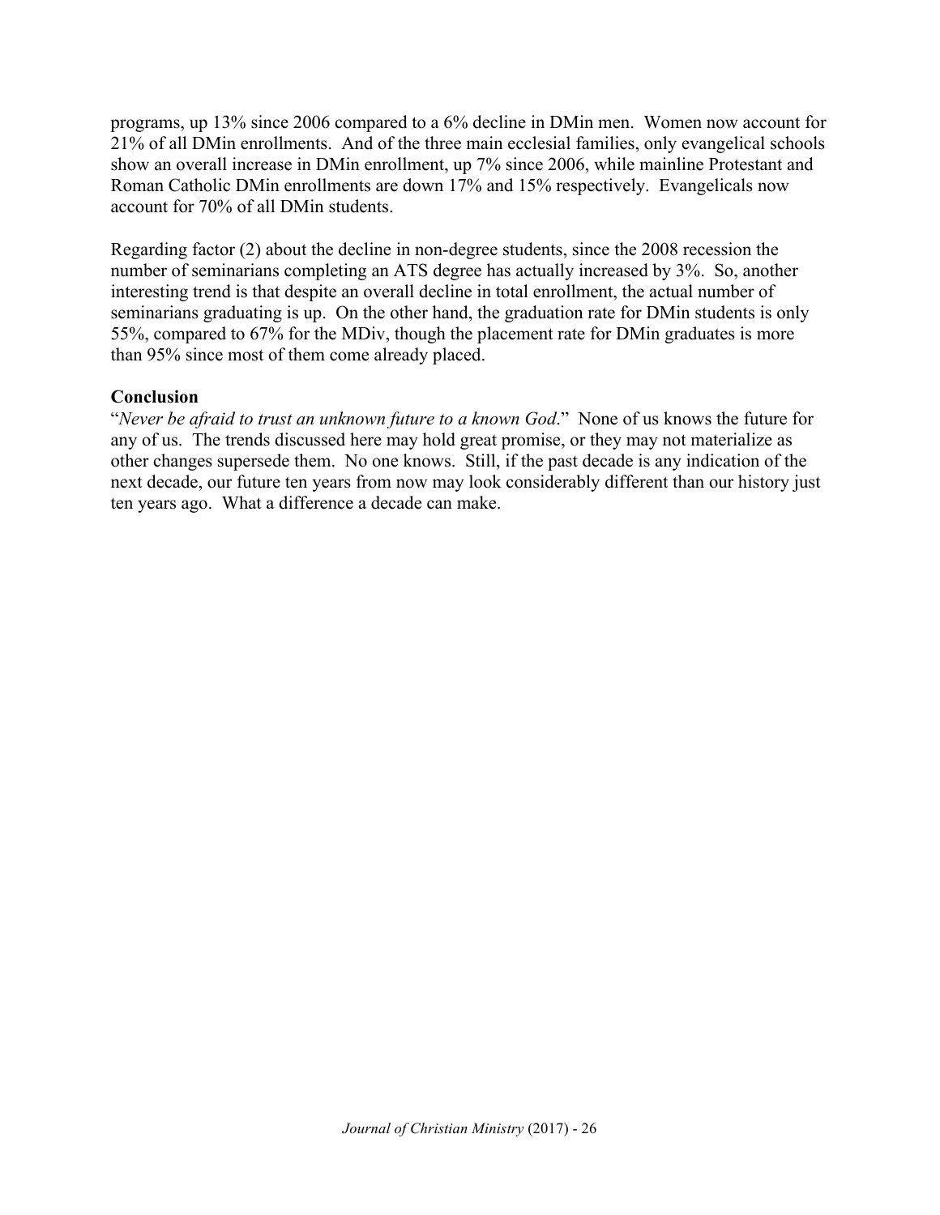programs, up 13% since 2006 compared to a 6% decline in DMin men. Women now account for 21% of all DMin enrollments. And of the three main ecclesial families, only evangelical schools show an overall increase in DMin enrollment, up 7% since 2006, while mainline Protestant and Roman Catholic DMin enrollments are down 17% and 15% respectively. Evangelicals now account for 70% of all DMin students.

Regarding factor (2) about the decline in non-degree students, since the 2008 recession the number of seminarians completing an ATS degree has actually increased by 3%. So, another interesting trend is that despite an overall decline in total enrollment, the actual number of seminarians graduating is up. On the other hand, the graduation rate for DMin students is only 55%, compared to 67% for the MDiv, though the placement rate for DMin graduates is more than 95% since most of them come already placed.

**Conclusion**

"*Never be afraid to trust an unknown future to a known God*." None of us knows the future for any of us. The trends discussed here may hold great promise, or they may not materialize as other changes supersede them. No one knows. Still, if the past decade is any indication of the next decade, our future ten years from now may look considerably different than our history just ten years ago. What a difference a decade can make.